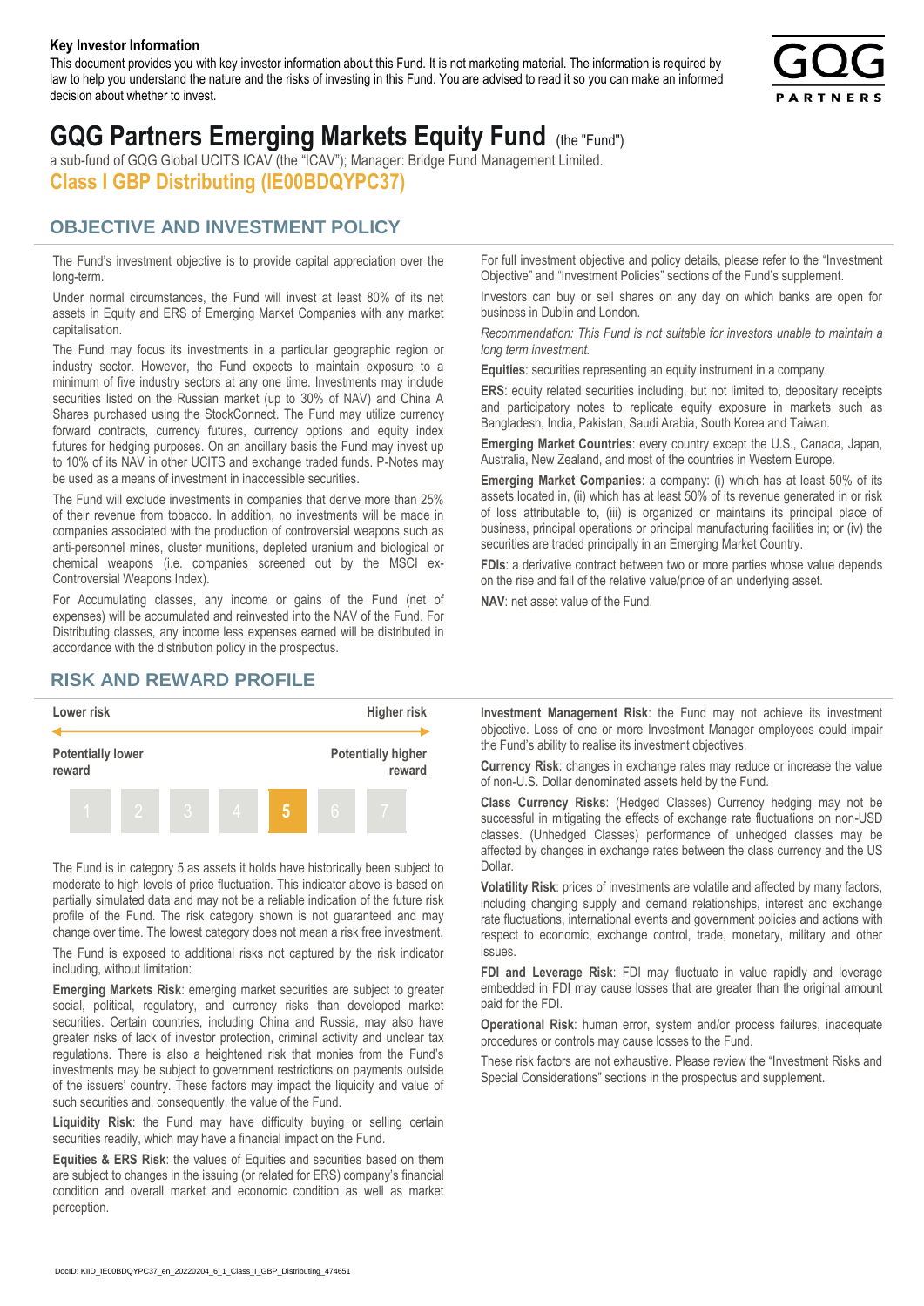**Key Investor Information**

This document provides you with key investor information about this Fund. It is not marketing material. The information is required by law to help you understand the nature and the risks of investing in this Fund. You are advised to read it so you can make an informed decision about whether to invest.

# GQG Partners Emerging Markets Equity Fund (the "Fund")

a sub-fund of GQG Global UCITS ICAV (the "ICAV"); Manager: Bridge Fund Management Limited.

**Class I GBP Distributing (IE00BDQYPC37)**

## OBJECTIVE AND INVESTMENT POLICY

The Fund's investment objective is to provide capital appreciation over the long-term.

Under normal circumstances, the Fund will invest at least 80% of its net assets in Equity and ERS of Emerging Market Companies with any market capitalisation.

The Fund may focus its investments in a particular geographic region or industry sector. However, the Fund expects to maintain exposure to a minimum of five industry sectors at any one time. Investments may include securities listed on the Russian market (up to 30% of NAV) and China A Shares purchased using the StockConnect. The Fund may utilize currency forward contracts, currency futures, currency options and equity index futures for hedging purposes. On an ancillary basis the Fund may invest up to 10% of its NAV in other UCITS and exchange traded funds. P-Notes may be used as a means of investment in inaccessible securities.

The Fund will exclude investments in companies that derive more than 25% of their revenue from tobacco. In addition, no investments will be made in companies associated with the production of controversial weapons such as anti-personnel mines, cluster munitions, depleted uranium and biological or chemical weapons (i.e. companies screened out by the MSCI ex-Controversial Weapons Index).

For Accumulating classes, any income or gains of the Fund (net of expenses) will be accumulated and reinvested into the NAV of the Fund. For Distributing classes, any income less expenses earned will be distributed in accordance with the distribution policy in the prospectus.

For full investment objective and policy details, please refer to the "Investment Objective" and "Investment Policies" sections of the Fund's supplement.

Investors can buy or sell shares on any day on which banks are open for business in Dublin and London.

*Recommendation: This Fund is not suitable for investors unable to maintain a long term investment.*

**Equities**: securities representing an equity instrument in a company.

**ERS**: equity related securities including, but not limited to, depositary receipts and participatory notes to replicate equity exposure in markets such as Bangladesh, India, Pakistan, Saudi Arabia, South Korea and Taiwan.

**Emerging Market Countries**: every country except the U.S., Canada, Japan, Australia, New Zealand, and most of the countries in Western Europe.

**Emerging Market Companies**: a company: (i) which has at least 50% of its assets located in, (ii) which has at least 50% of its revenue generated in or risk of loss attributable to, (iii) is organized or maintains its principal place of business, principal operations or principal manufacturing facilities in; or (iv) the securities are traded principally in an Emerging Market Country.

**FDIs**: a derivative contract between two or more parties whose value depends on the rise and fall of the relative value/price of an underlying asset.

**NAV**: net asset value of the Fund.

## RISK AND REWARD PROFILE

| Lower risk | | | | | | Higher risk |
|---|---|---|---|---|---|---|
| Potentially lower reward | | | | | | Potentially higher reward |
| 1 | 2 | 3 | 4 | **5** | 6 | 7 |

The Fund is in category 5 as assets it holds have historically been subject to moderate to high levels of price fluctuation. This indicator above is based on partially simulated data and may not be a reliable indication of the future risk profile of the Fund. The risk category shown is not guaranteed and may change over time. The lowest category does not mean a risk free investment.

The Fund is exposed to additional risks not captured by the risk indicator including, without limitation:

**Emerging Markets Risk**: emerging market securities are subject to greater social, political, regulatory, and currency risks than developed market securities. Certain countries, including China and Russia, may also have greater risks of lack of investor protection, criminal activity and unclear tax regulations. There is also a heightened risk that monies from the Fund's investments may be subject to government restrictions on payments outside of the issuers' country. These factors may impact the liquidity and value of such securities and, consequently, the value of the Fund.

**Liquidity Risk**: the Fund may have difficulty buying or selling certain securities readily, which may have a financial impact on the Fund.

**Equities & ERS Risk**: the values of Equities and securities based on them are subject to changes in the issuing (or related for ERS) company's financial condition and overall market and economic condition as well as market perception.

**Investment Management Risk**: the Fund may not achieve its investment objective. Loss of one or more Investment Manager employees could impair the Fund's ability to realise its investment objectives.

**Currency Risk**: changes in exchange rates may reduce or increase the value of non-U.S. Dollar denominated assets held by the Fund.

**Class Currency Risks**: (Hedged Classes) Currency hedging may not be successful in mitigating the effects of exchange rate fluctuations on non-USD classes. (Unhedged Classes) performance of unhedged classes may be affected by changes in exchange rates between the class currency and the US Dollar.

**Volatility Risk**: prices of investments are volatile and affected by many factors, including changing supply and demand relationships, interest and exchange rate fluctuations, international events and government policies and actions with respect to economic, exchange control, trade, monetary, military and other issues.

**FDI and Leverage Risk**: FDI may fluctuate in value rapidly and leverage embedded in FDI may cause losses that are greater than the original amount paid for the FDI.

**Operational Risk**: human error, system and/or process failures, inadequate procedures or controls may cause losses to the Fund.

These risk factors are not exhaustive. Please review the "Investment Risks and Special Considerations" sections in the prospectus and supplement.

DocID: KIID_IE00BDQYPC37_en_20220204_6_1_Class_I_GBP_Distributing_474651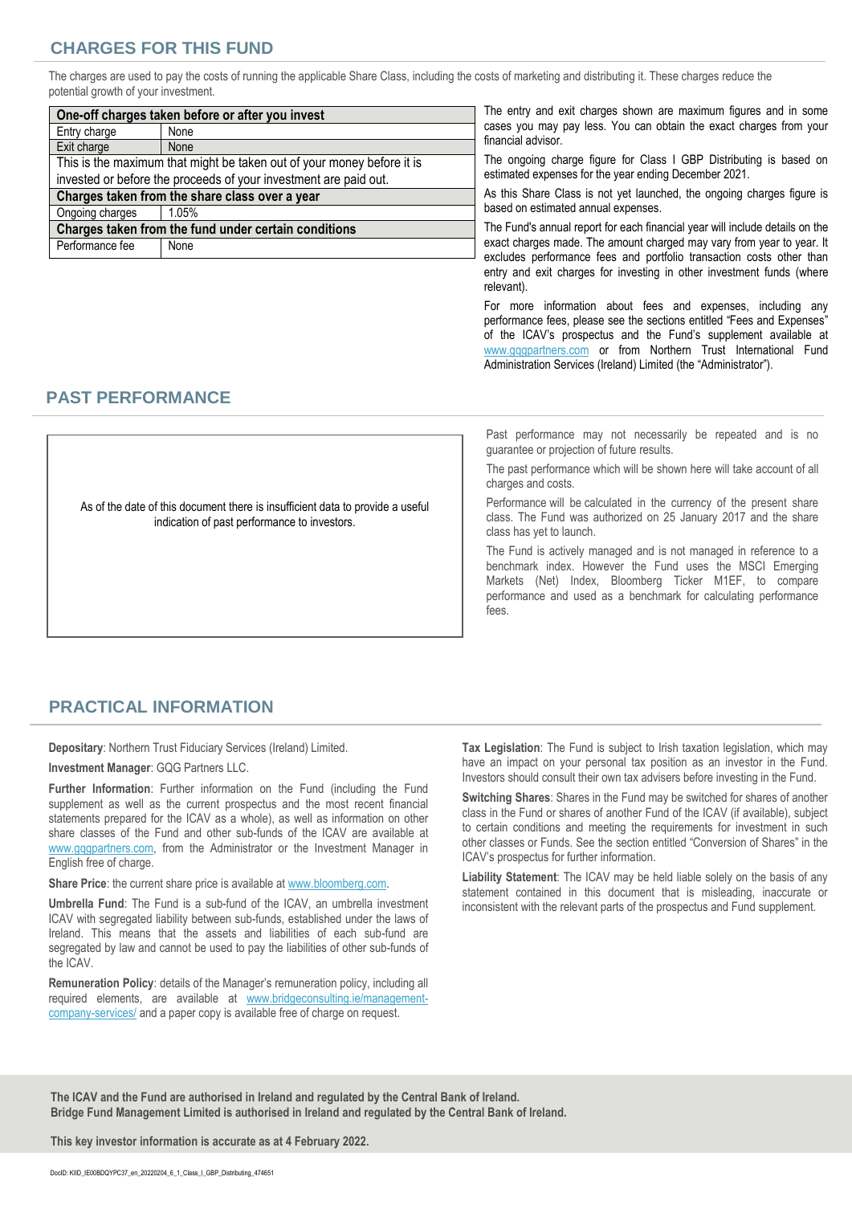## CHARGES FOR THIS FUND

The charges are used to pay the costs of running the applicable Share Class, including the costs of marketing and distributing it. These charges reduce the potential growth of your investment.

| One-off charges taken before or after you invest | |
|---|---|
| Entry charge | None |
| Exit charge | None |
| This is the maximum that might be taken out of your money before it is invested or before the proceeds of your investment are paid out. | |
| **Charges taken from the share class over a year** | |
| Ongoing charges | 1.05% |
| **Charges taken from the fund under certain conditions** | |
| Performance fee | None |

The entry and exit charges shown are maximum figures and in some cases you may pay less. You can obtain the exact charges from your financial advisor.

The ongoing charge figure for Class I GBP Distributing is based on estimated expenses for the year ending December 2021.

As this Share Class is not yet launched, the ongoing charges figure is based on estimated annual expenses.

The Fund's annual report for each financial year will include details on the exact charges made. The amount charged may vary from year to year. It excludes performance fees and portfolio transaction costs other than entry and exit charges for investing in other investment funds (where relevant).

For more information about fees and expenses, including any performance fees, please see the sections entitled "Fees and Expenses" of the ICAV's prospectus and the Fund's supplement available at www.gqgpartners.com or from Northern Trust International Fund Administration Services (Ireland) Limited (the "Administrator").

## PAST PERFORMANCE

As of the date of this document there is insufficient data to provide a useful indication of past performance to investors.

Past performance may not necessarily be repeated and is no guarantee or projection of future results.

The past performance which will be shown here will take account of all charges and costs.

Performance will be calculated in the currency of the present share class. The Fund was authorized on 25 January 2017 and the share class has yet to launch.

The Fund is actively managed and is not managed in reference to a benchmark index. However the Fund uses the MSCI Emerging Markets (Net) Index, Bloomberg Ticker M1EF, to compare performance and used as a benchmark for calculating performance fees.

## PRACTICAL INFORMATION

**Depositary**: Northern Trust Fiduciary Services (Ireland) Limited.

**Investment Manager**: GQG Partners LLC.

**Further Information**: Further information on the Fund (including the Fund supplement as well as the current prospectus and the most recent financial statements prepared for the ICAV as a whole), as well as information on other share classes of the Fund and other sub-funds of the ICAV are available at www.gqgpartners.com, from the Administrator or the Investment Manager in English free of charge.

**Share Price**: the current share price is available at www.bloomberg.com.

**Umbrella Fund**: The Fund is a sub-fund of the ICAV, an umbrella investment ICAV with segregated liability between sub-funds, established under the laws of Ireland. This means that the assets and liabilities of each sub-fund are segregated by law and cannot be used to pay the liabilities of other sub-funds of the ICAV.

**Remuneration Policy**: details of the Manager's remuneration policy, including all required elements, are available at www.bridgeconsulting.ie/management-company-services/ and a paper copy is available free of charge on request.

**Tax Legislation**: The Fund is subject to Irish taxation legislation, which may have an impact on your personal tax position as an investor in the Fund. Investors should consult their own tax advisers before investing in the Fund.

**Switching Shares**: Shares in the Fund may be switched for shares of another class in the Fund or shares of another Fund of the ICAV (if available), subject to certain conditions and meeting the requirements for investment in such other classes or Funds. See the section entitled "Conversion of Shares" in the ICAV's prospectus for further information.

**Liability Statement**: The ICAV may be held liable solely on the basis of any statement contained in this document that is misleading, inaccurate or inconsistent with the relevant parts of the prospectus and Fund supplement.

**The ICAV and the Fund are authorised in Ireland and regulated by the Central Bank of Ireland.**
**Bridge Fund Management Limited is authorised in Ireland and regulated by the Central Bank of Ireland.**

**This key investor information is accurate as at 4 February 2022.**

DocID: KIID_IE00BDQYPC37_en_20220204_6_1_Class_I_GBP_Distributing_474651